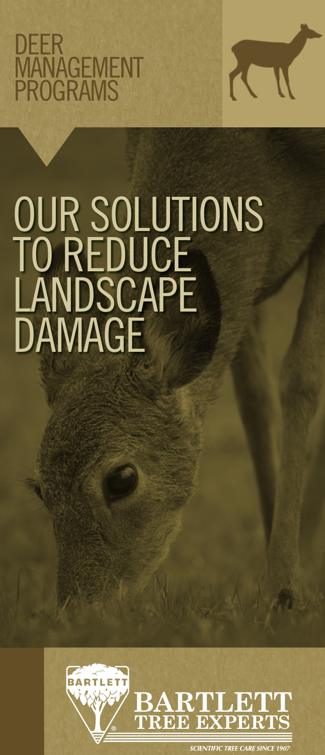# DEER MANAGEMENT PROGRAMS

# OUR SOLUTIONS TO REDUCE LANDSCAPE DAMAGE

BARTLETT

BARTLETT TREE EXPERTS

*SCIENTIFIC TREE CARE SINCE 1907*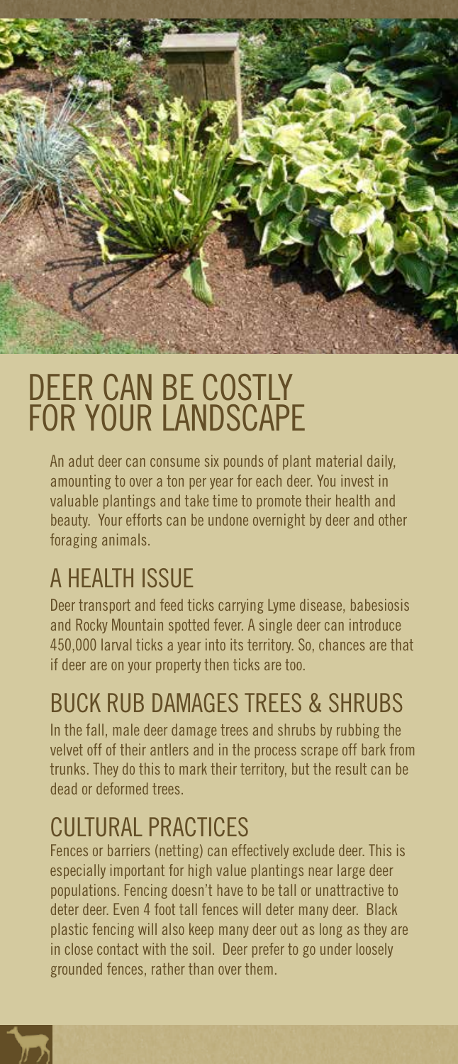# DEER CAN BE COSTLY FOR YOUR LANDSCAPE

An adut deer can consume six pounds of plant material daily, amounting to over a ton per year for each deer. You invest in valuable plantings and take time to promote their health and beauty. Your efforts can be undone overnight by deer and other foraging animals.

## A HEALTH ISSUE

Deer transport and feed ticks carrying Lyme disease, babesiosis and Rocky Mountain spotted fever. A single deer can introduce 450,000 larval ticks a year into its territory. So, chances are that if deer are on your property then ticks are too.

## BUCK RUB DAMAGES TREES & SHRUBS

In the fall, male deer damage trees and shrubs by rubbing the velvet off of their antlers and in the process scrape off bark from trunks. They do this to mark their territory, but the result can be dead or deformed trees.

## CULTURAL PRACTICES

Fences or barriers (netting) can effectively exclude deer. This is especially important for high value plantings near large deer populations. Fencing doesn't have to be tall or unattractive to deter deer. Even 4 foot tall fences will deter many deer. Black plastic fencing will also keep many deer out as long as they are in close contact with the soil. Deer prefer to go under loosely grounded fences, rather than over them.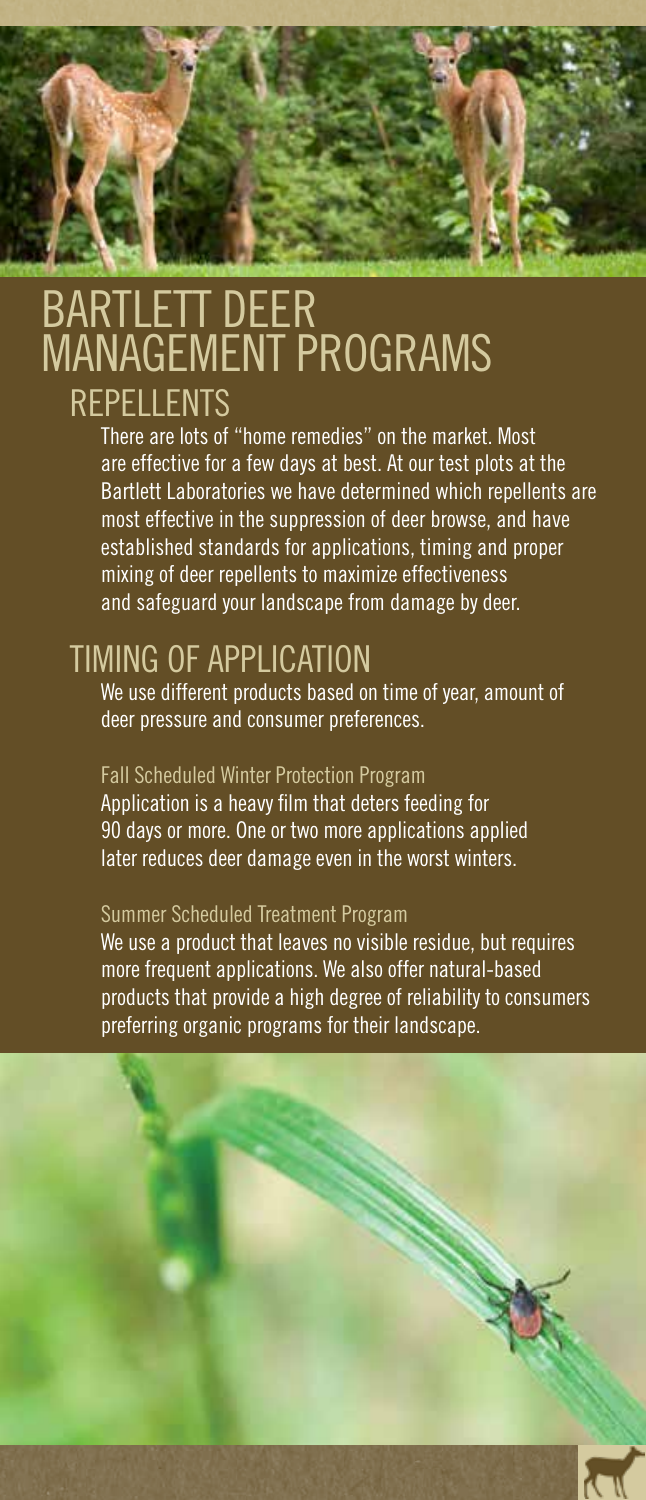# BARTLETT DEER MANAGEMENT PROGRAMS

## REPELLENTS

There are lots of "home remedies" on the market. Most are effective for a few days at best. At our test plots at the Bartlett Laboratories we have determined which repellents are most effective in the suppression of deer browse, and have established standards for applications, timing and proper mixing of deer repellents to maximize effectiveness and safeguard your landscape from damage by deer.

## TIMING OF APPLICATION

We use different products based on time of year, amount of deer pressure and consumer preferences.

### Fall Scheduled Winter Protection Program

Application is a heavy film that deters feeding for 90 days or more. One or two more applications applied later reduces deer damage even in the worst winters.

### Summer Scheduled Treatment Program

We use a product that leaves no visible residue, but requires more frequent applications. We also offer natural-based products that provide a high degree of reliability to consumers preferring organic programs for their landscape.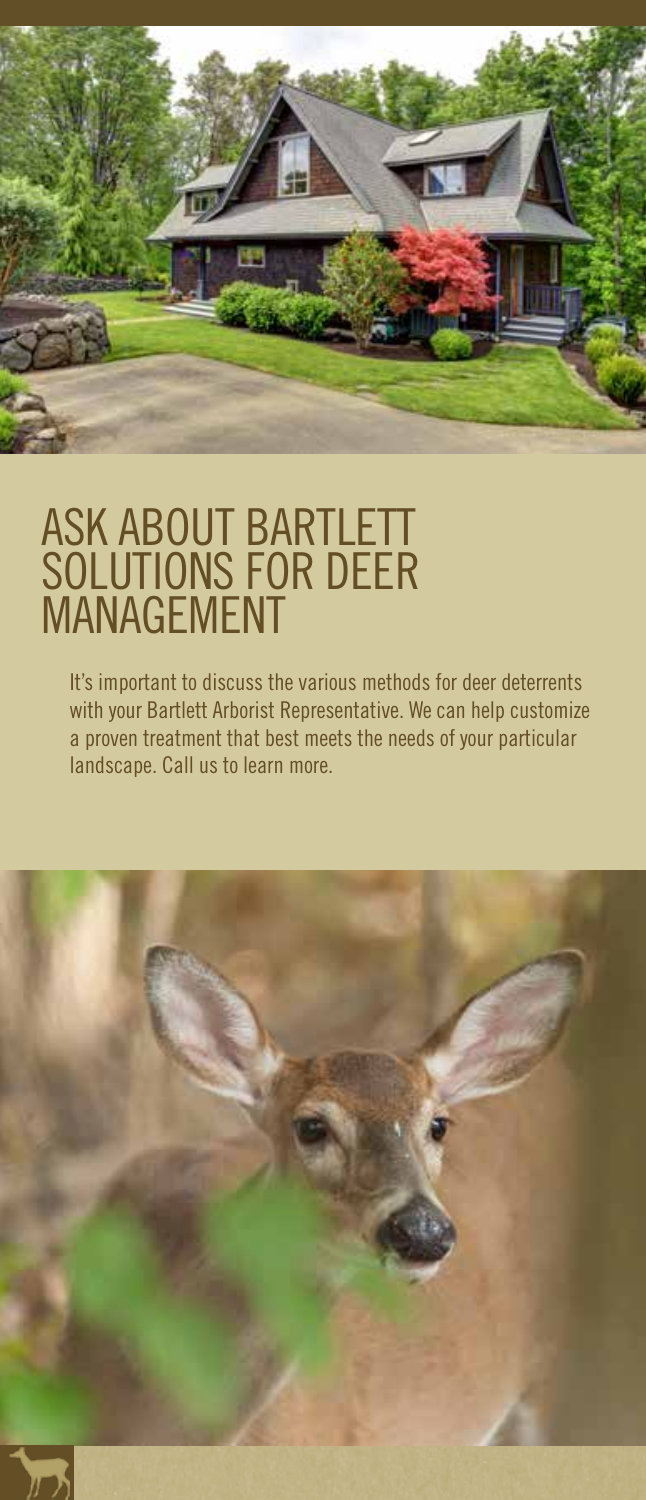# ASK ABOUT BARTLETT SOLUTIONS FOR DEER MANAGEMENT

It's important to discuss the various methods for deer deterrents with your Bartlett Arborist Representative. We can help customize a proven treatment that best meets the needs of your particular landscape. Call us to learn more.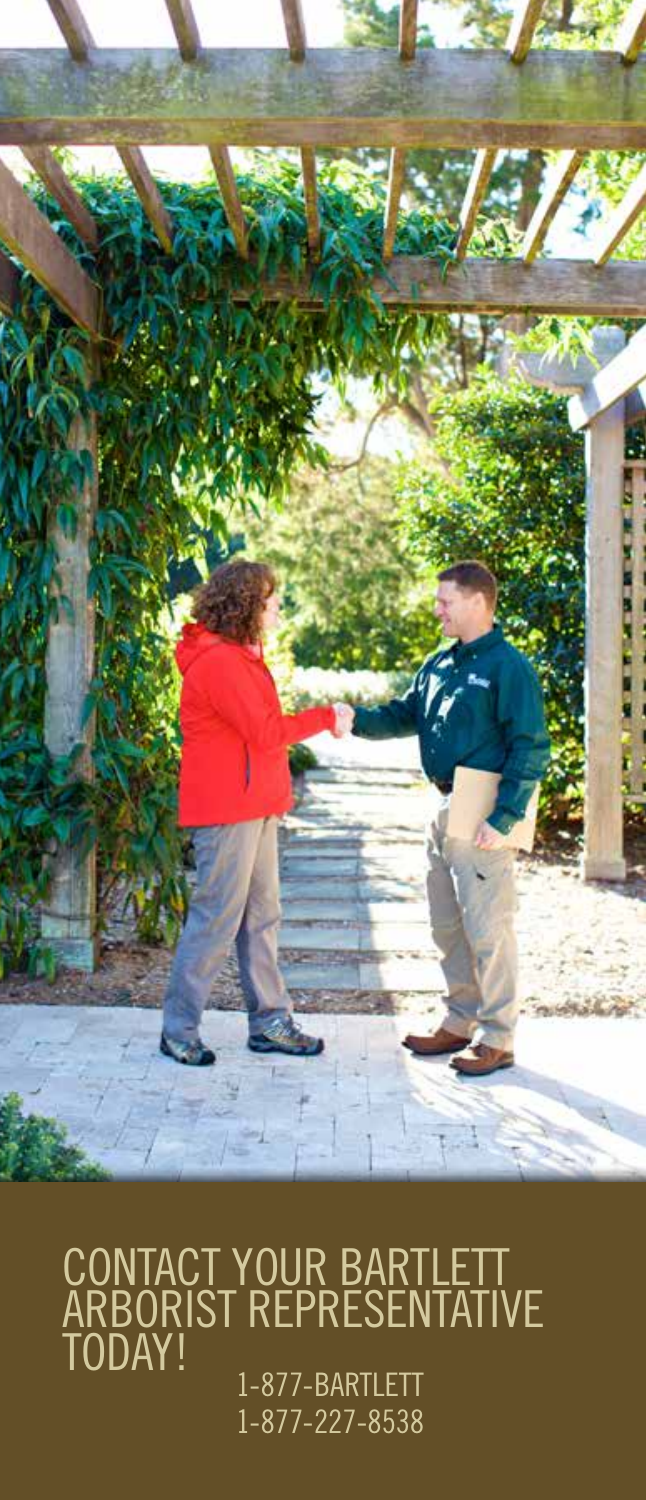# CONTACT YOUR BARTLETT ARBORIST REPRESENTATIVE TODAY!

1-877-BARTLETT
1-877-227-8538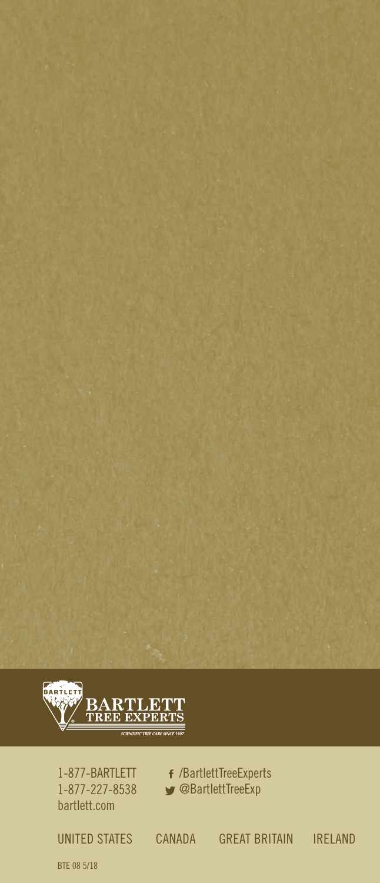BARTLETT

BARTLETT TREE EXPERTS

SCIENTIFIC TREE CARE SINCE 1907

1-877-BARTLETT
1-877-227-8538
bartlett.com

/BartlettTreeExperts
@BartlettTreeExp

UNITED STATES CANADA GREAT BRITAIN IRELAND

BTE 08 5/18